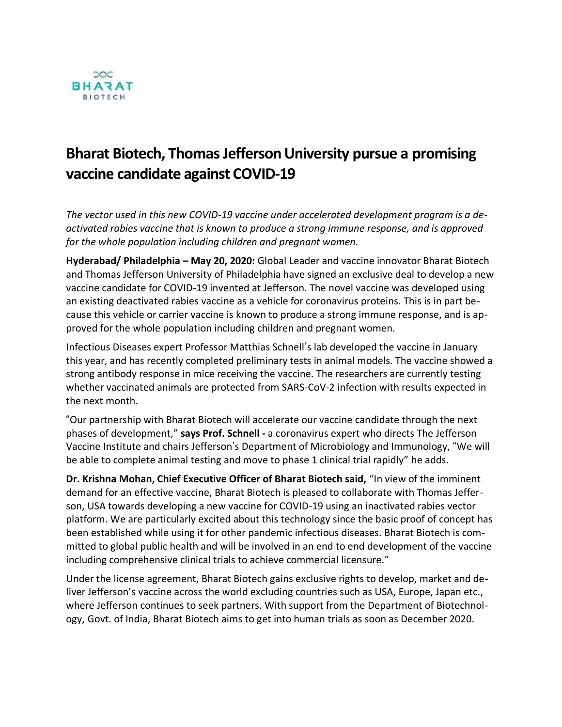BHARAT BIOTECH

# Bharat Biotech, Thomas Jefferson University pursue a promising vaccine candidate against COVID-19

*The vector used in this new COVID-19 vaccine under accelerated development program is a de-activated rabies vaccine that is known to produce a strong immune response, and is approved for the whole population including children and pregnant women.*

**Hyderabad/ Philadelphia – May 20, 2020:** Global Leader and vaccine innovator Bharat Biotech and Thomas Jefferson University of Philadelphia have signed an exclusive deal to develop a new vaccine candidate for COVID-19 invented at Jefferson. The novel vaccine was developed using an existing deactivated rabies vaccine as a vehicle for coronavirus proteins. This is in part because this vehicle or carrier vaccine is known to produce a strong immune response, and is approved for the whole population including children and pregnant women.

Infectious Diseases expert Professor Matthias Schnell's lab developed the vaccine in January this year, and has recently completed preliminary tests in animal models. The vaccine showed a strong antibody response in mice receiving the vaccine. The researchers are currently testing whether vaccinated animals are protected from SARS-CoV-2 infection with results expected in the next month.

"Our partnership with Bharat Biotech will accelerate our vaccine candidate through the next phases of development," **says Prof. Schnell -** a coronavirus expert who directs The Jefferson Vaccine Institute and chairs Jefferson's Department of Microbiology and Immunology, "We will be able to complete animal testing and move to phase 1 clinical trial rapidly" he adds.

**Dr. Krishna Mohan, Chief Executive Officer of Bharat Biotech said,** "In view of the imminent demand for an effective vaccine, Bharat Biotech is pleased to collaborate with Thomas Jefferson, USA towards developing a new vaccine for COVID-19 using an inactivated rabies vector platform. We are particularly excited about this technology since the basic proof of concept has been established while using it for other pandemic infectious diseases. Bharat Biotech is committed to global public health and will be involved in an end to end development of the vaccine including comprehensive clinical trials to achieve commercial licensure."

Under the license agreement, Bharat Biotech gains exclusive rights to develop, market and deliver Jefferson's vaccine across the world excluding countries such as USA, Europe, Japan etc., where Jefferson continues to seek partners. With support from the Department of Biotechnology, Govt. of India, Bharat Biotech aims to get into human trials as soon as December 2020.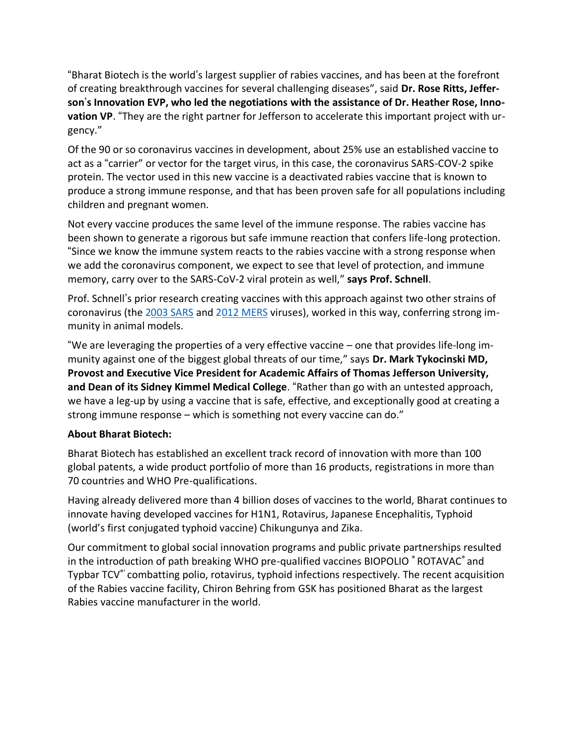"Bharat Biotech is the world's largest supplier of rabies vaccines, and has been at the forefront of creating breakthrough vaccines for several challenging diseases", said **Dr. Rose Ritts, Jefferson's Innovation EVP, who led the negotiations with the assistance of Dr. Heather Rose, Innovation VP**. "They are the right partner for Jefferson to accelerate this important project with urgency."

Of the 90 or so coronavirus vaccines in development, about 25% use an established vaccine to act as a "carrier" or vector for the target virus, in this case, the coronavirus SARS-COV-2 spike protein. The vector used in this new vaccine is a deactivated rabies vaccine that is known to produce a strong immune response, and that has been proven safe for all populations including children and pregnant women.

Not every vaccine produces the same level of the immune response. The rabies vaccine has been shown to generate a rigorous but safe immune reaction that confers life-long protection. "Since we know the immune system reacts to the rabies vaccine with a strong response when we add the coronavirus component, we expect to see that level of protection, and immune memory, carry over to the SARS-CoV-2 viral protein as well," **says Prof. Schnell**.

Prof. Schnell's prior research creating vaccines with this approach against two other strains of coronavirus (the [2003 SARS] and [2012 MERS] viruses), worked in this way, conferring strong immunity in animal models.

"We are leveraging the properties of a very effective vaccine – one that provides life-long immunity against one of the biggest global threats of our time," says **Dr. Mark Tykocinski MD, Provost and Executive Vice President for Academic Affairs of Thomas Jefferson University, and Dean of its Sidney Kimmel Medical College**. "Rather than go with an untested approach, we have a leg-up by using a vaccine that is safe, effective, and exceptionally good at creating a strong immune response – which is something not every vaccine can do."

**About Bharat Biotech:**

Bharat Biotech has established an excellent track record of innovation with more than 100 global patents, a wide product portfolio of more than 16 products, registrations in more than 70 countries and WHO Pre-qualifications.

Having already delivered more than 4 billion doses of vaccines to the world, Bharat continues to innovate having developed vaccines for H1N1, Rotavirus, Japanese Encephalitis, Typhoid (world's first conjugated typhoid vaccine) Chikungunya and Zika.

Our commitment to global social innovation programs and public private partnerships resulted in the introduction of path breaking WHO pre-qualified vaccines BIOPOLIO® ROTAVAC® and Typbar TCV®' combatting polio, rotavirus, typhoid infections respectively. The recent acquisition of the Rabies vaccine facility, Chiron Behring from GSK has positioned Bharat as the largest Rabies vaccine manufacturer in the world.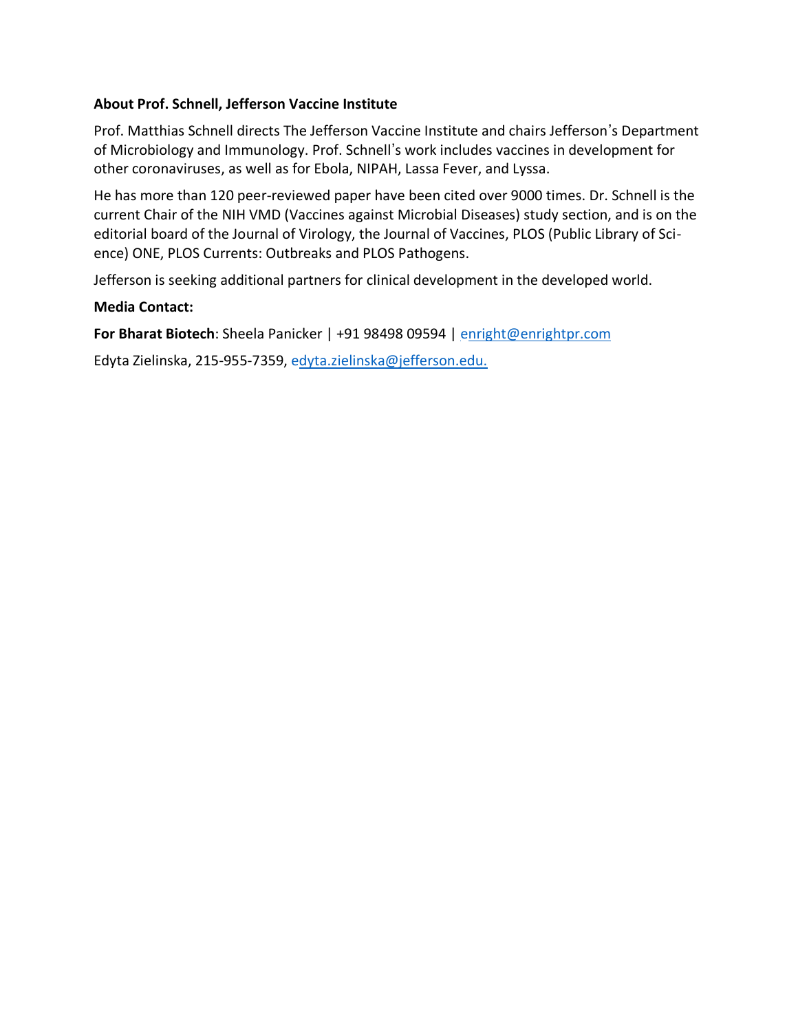**About Prof. Schnell, Jefferson Vaccine Institute**

Prof. Matthias Schnell directs The Jefferson Vaccine Institute and chairs Jefferson's Department of Microbiology and Immunology. Prof. Schnell's work includes vaccines in development for other coronaviruses, as well as for Ebola, NIPAH, Lassa Fever, and Lyssa.

He has more than 120 peer-reviewed paper have been cited over 9000 times. Dr. Schnell is the current Chair of the NIH VMD (Vaccines against Microbial Diseases) study section, and is on the editorial board of the Journal of Virology, the Journal of Vaccines, PLOS (Public Library of Science) ONE, PLOS Currents: Outbreaks and PLOS Pathogens.

Jefferson is seeking additional partners for clinical development in the developed world.

**Media Contact:**

**For Bharat Biotech**: Sheela Panicker | +91 98498 09594 | enright@enrightpr.com

Edyta Zielinska, 215-955-7359, edyta.zielinska@jefferson.edu.